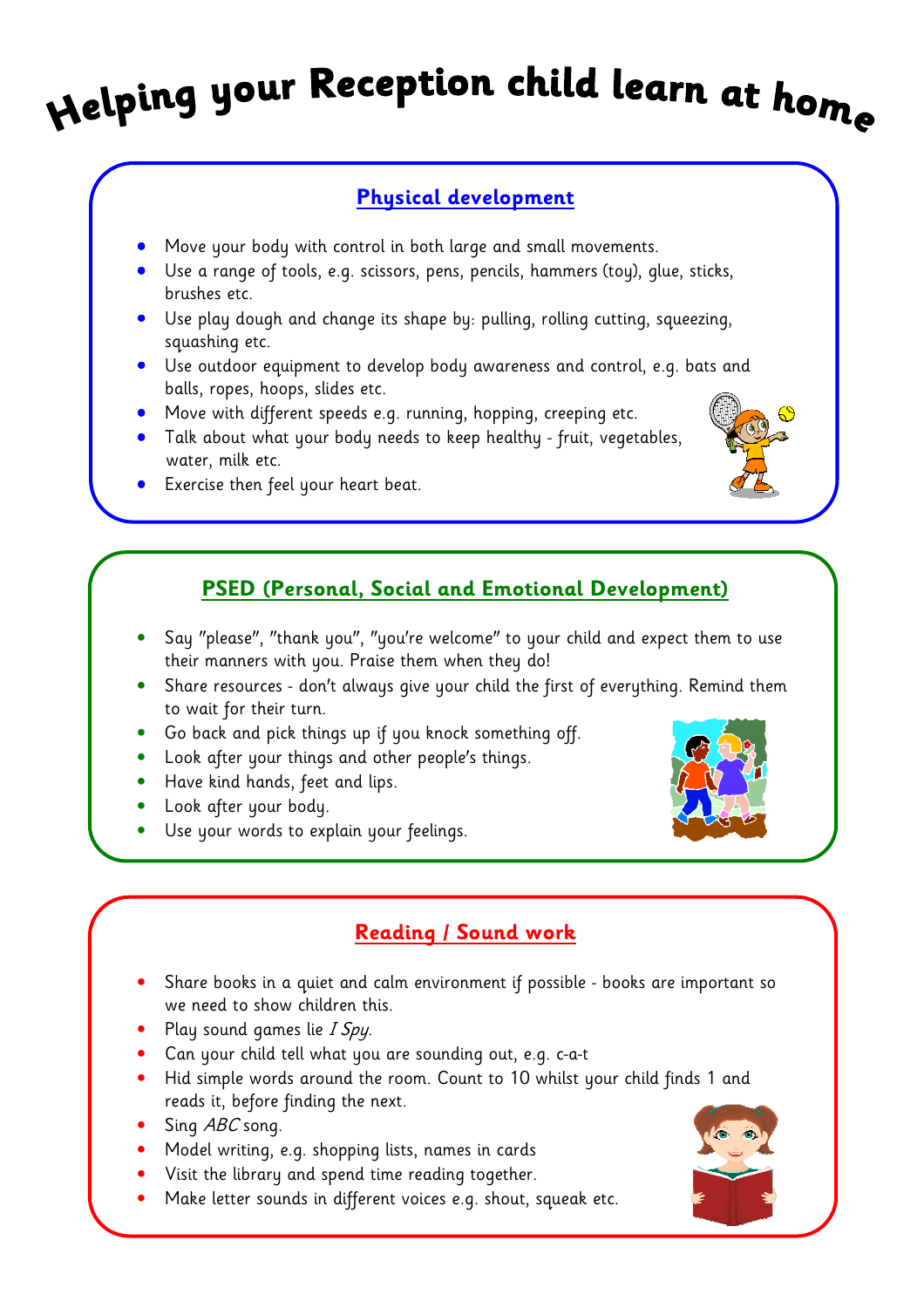# Helping your Reception child learn at home

## Physical development

- Move your body with control in both large and small movements.
- Use a range of tools, e.g. scissors, pens, pencils, hammers (toy), glue, sticks, brushes etc.
- Use play dough and change its shape by: pulling, rolling cutting, squeezing, squashing etc.
- Use outdoor equipment to develop body awareness and control, e.g. bats and balls, ropes, hoops, slides etc.
- Move with different speeds e.g. running, hopping, creeping etc.
- Talk about what your body needs to keep healthy - fruit, vegetables, water, milk etc.
- Exercise then feel your heart beat.

## PSED (Personal, Social and Emotional Development)

- Say "please", "thank you", "you're welcome" to your child and expect them to use their manners with you. Praise them when they do!
- Share resources - don't always give your child the first of everything. Remind them to wait for their turn.
- Go back and pick things up if you knock something off.
- Look after your things and other people's things.
- Have kind hands, feet and lips.
- Look after your body.
- Use your words to explain your feelings.

## Reading / Sound work

- Share books in a quiet and calm environment if possible - books are important so we need to show children this.
- Play sound games lie *I Spy*.
- Can your child tell what you are sounding out, e.g. c-a-t
- Hid simple words around the room. Count to 10 whilst your child finds 1 and reads it, before finding the next.
- Sing *ABC* song.
- Model writing, e.g. shopping lists, names in cards
- Visit the library and spend time reading together.
- Make letter sounds in different voices e.g. shout, squeak etc.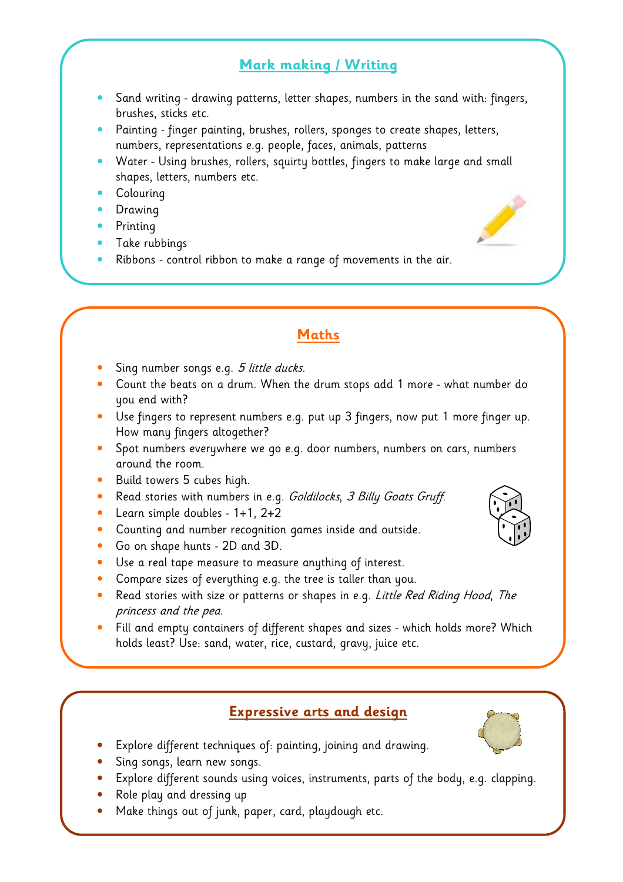## Mark making / Writing

- Sand writing - drawing patterns, letter shapes, numbers in the sand with: fingers, brushes, sticks etc.
- Painting - finger painting, brushes, rollers, sponges to create shapes, letters, numbers, representations e.g. people, faces, animals, patterns
- Water - Using brushes, rollers, squirty bottles, fingers to make large and small shapes, letters, numbers etc.
- Colouring
- Drawing
- Printing
- Take rubbings
- Ribbons - control ribbon to make a range of movements in the air.

## Maths

- Sing number songs e.g. *5 little ducks*.
- Count the beats on a drum. When the drum stops add 1 more - what number do you end with?
- Use fingers to represent numbers e.g. put up 3 fingers, now put 1 more finger up. How many fingers altogether?
- Spot numbers everywhere we go e.g. door numbers, numbers on cars, numbers around the room.
- Build towers 5 cubes high.
- Read stories with numbers in e.g. *Goldilocks*, *3 Billy Goats Gruff*.
- Learn simple doubles - 1+1, 2+2
- Counting and number recognition games inside and outside.
- Go on shape hunts - 2D and 3D.
- Use a real tape measure to measure anything of interest.
- Compare sizes of everything e.g. the tree is taller than you.
- Read stories with size or patterns or shapes in e.g. *Little Red Riding Hood*, *The princess and the pea*.
- Fill and empty containers of different shapes and sizes - which holds more? Which holds least? Use: sand, water, rice, custard, gravy, juice etc.

## Expressive arts and design

- Explore different techniques of: painting, joining and drawing.
- Sing songs, learn new songs.
- Explore different sounds using voices, instruments, parts of the body, e.g. clapping.
- Role play and dressing up
- Make things out of junk, paper, card, playdough etc.